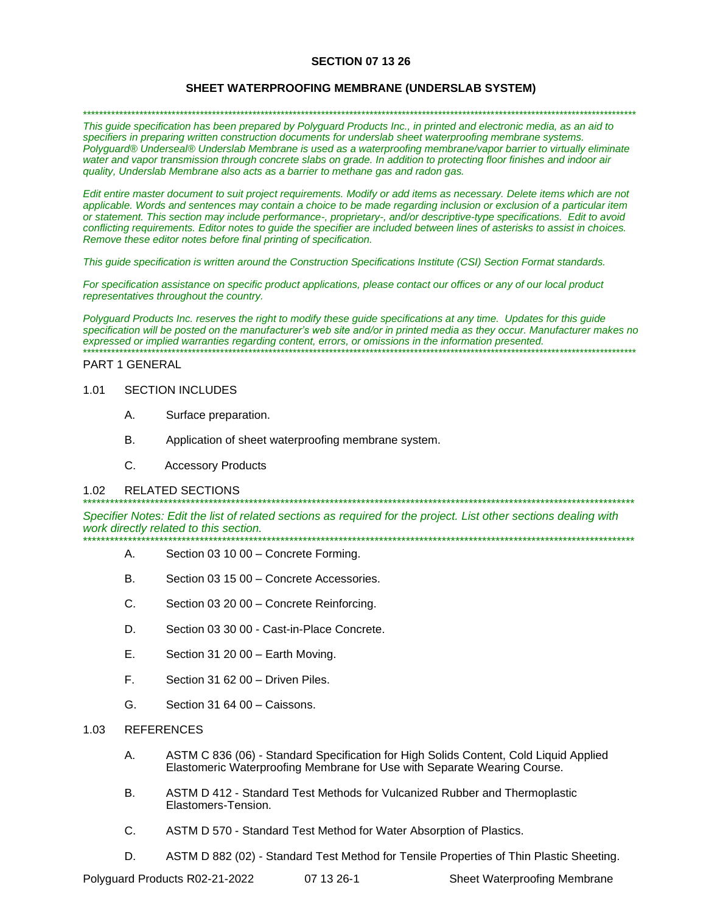# SECTION 07 13 26

## SHEET WATERPROOFING MEMBRANE (UNDERSLAB SYSTEM)

*************************************************************************************************************************************

*This guide specification has been prepared by Polyguard Products Inc., in printed and electronic media, as an aid to specifiers in preparing written construction documents for underslab sheet waterproofing membrane systems. Polyguard® Underseal® Underslab Membrane is used as a waterproofing membrane/vapor barrier to virtually eliminate water and vapor transmission through concrete slabs on grade. In addition to protecting floor finishes and indoor air quality, Underslab Membrane also acts as a barrier to methane gas and radon gas.*

*Edit entire master document to suit project requirements. Modify or add items as necessary. Delete items which are not applicable. Words and sentences may contain a choice to be made regarding inclusion or exclusion of a particular item or statement. This section may include performance-, proprietary-, and/or descriptive-type specifications. Edit to avoid conflicting requirements. Editor notes to guide the specifier are included between lines of asterisks to assist in choices. Remove these editor notes before final printing of specification.*

*This guide specification is written around the Construction Specifications Institute (CSI) Section Format standards.*

*For specification assistance on specific product applications, please contact our offices or any of our local product representatives throughout the country.*

*Polyguard Products Inc. reserves the right to modify these guide specifications at any time. Updates for this guide specification will be posted on the manufacturer's web site and/or in printed media as they occur. Manufacturer makes no expressed or implied warranties regarding content, errors, or omissions in the information presented.*

*************************************************************************************************************************************

PART 1 GENERAL

1.01 SECTION INCLUDES

A. Surface preparation.

B. Application of sheet waterproofing membrane system.

C. Accessory Products

1.02 RELATED SECTIONS

*************************************************************************************************************************************

*Specifier Notes: Edit the list of related sections as required for the project. List other sections dealing with work directly related to this section.*

*************************************************************************************************************************************

A. Section 03 10 00 – Concrete Forming.

B. Section 03 15 00 – Concrete Accessories.

C. Section 03 20 00 – Concrete Reinforcing.

D. Section 03 30 00 - Cast-in-Place Concrete.

E. Section 31 20 00 – Earth Moving.

F. Section 31 62 00 – Driven Piles.

G. Section 31 64 00 – Caissons.

1.03 REFERENCES

A. ASTM C 836 (06) - Standard Specification for High Solids Content, Cold Liquid Applied Elastomeric Waterproofing Membrane for Use with Separate Wearing Course.

B. ASTM D 412 - Standard Test Methods for Vulcanized Rubber and Thermoplastic Elastomers-Tension.

C. ASTM D 570 - Standard Test Method for Water Absorption of Plastics.

D. ASTM D 882 (02) - Standard Test Method for Tensile Properties of Thin Plastic Sheeting.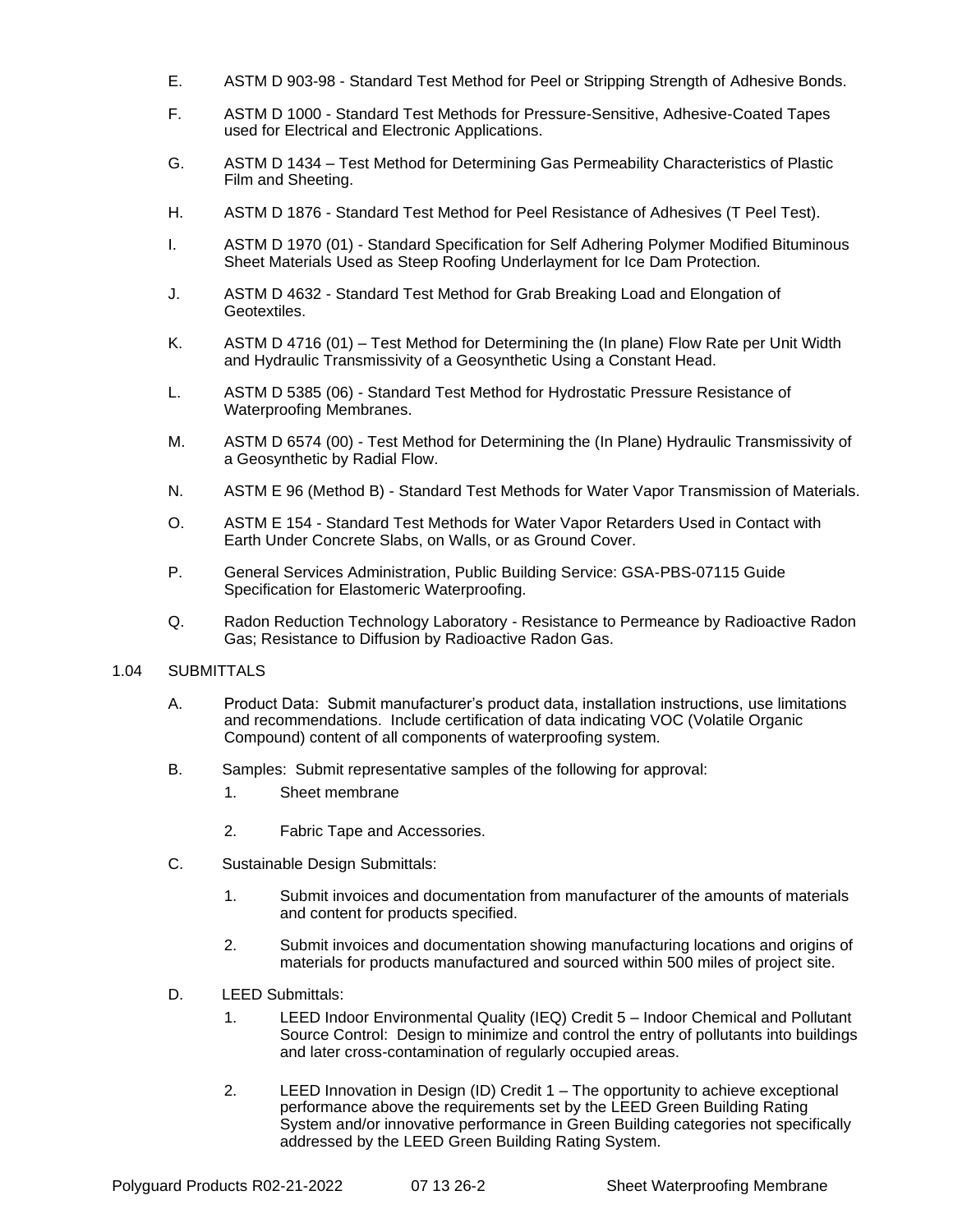E. ASTM D 903-98 - Standard Test Method for Peel or Stripping Strength of Adhesive Bonds.

F. ASTM D 1000 - Standard Test Methods for Pressure-Sensitive, Adhesive-Coated Tapes used for Electrical and Electronic Applications.

G. ASTM D 1434 – Test Method for Determining Gas Permeability Characteristics of Plastic Film and Sheeting.

H. ASTM D 1876 - Standard Test Method for Peel Resistance of Adhesives (T Peel Test).

I. ASTM D 1970 (01) - Standard Specification for Self Adhering Polymer Modified Bituminous Sheet Materials Used as Steep Roofing Underlayment for Ice Dam Protection.

J. ASTM D 4632 - Standard Test Method for Grab Breaking Load and Elongation of Geotextiles.

K. ASTM D 4716 (01) – Test Method for Determining the (In plane) Flow Rate per Unit Width and Hydraulic Transmissivity of a Geosynthetic Using a Constant Head.

L. ASTM D 5385 (06) - Standard Test Method for Hydrostatic Pressure Resistance of Waterproofing Membranes.

M. ASTM D 6574 (00) - Test Method for Determining the (In Plane) Hydraulic Transmissivity of a Geosynthetic by Radial Flow.

N. ASTM E 96 (Method B) - Standard Test Methods for Water Vapor Transmission of Materials.

O. ASTM E 154 - Standard Test Methods for Water Vapor Retarders Used in Contact with Earth Under Concrete Slabs, on Walls, or as Ground Cover.

P. General Services Administration, Public Building Service: GSA-PBS-07115 Guide Specification for Elastomeric Waterproofing.

Q. Radon Reduction Technology Laboratory - Resistance to Permeance by Radioactive Radon Gas; Resistance to Diffusion by Radioactive Radon Gas.

1.04 SUBMITTALS

A. Product Data: Submit manufacturer's product data, installation instructions, use limitations and recommendations. Include certification of data indicating VOC (Volatile Organic Compound) content of all components of waterproofing system.

B. Samples: Submit representative samples of the following for approval:

1. Sheet membrane

2. Fabric Tape and Accessories.

C. Sustainable Design Submittals:

1. Submit invoices and documentation from manufacturer of the amounts of materials and content for products specified.

2. Submit invoices and documentation showing manufacturing locations and origins of materials for products manufactured and sourced within 500 miles of project site.

D. LEED Submittals:

1. LEED Indoor Environmental Quality (IEQ) Credit 5 – Indoor Chemical and Pollutant Source Control: Design to minimize and control the entry of pollutants into buildings and later cross-contamination of regularly occupied areas.

2. LEED Innovation in Design (ID) Credit 1 – The opportunity to achieve exceptional performance above the requirements set by the LEED Green Building Rating System and/or innovative performance in Green Building categories not specifically addressed by the LEED Green Building Rating System.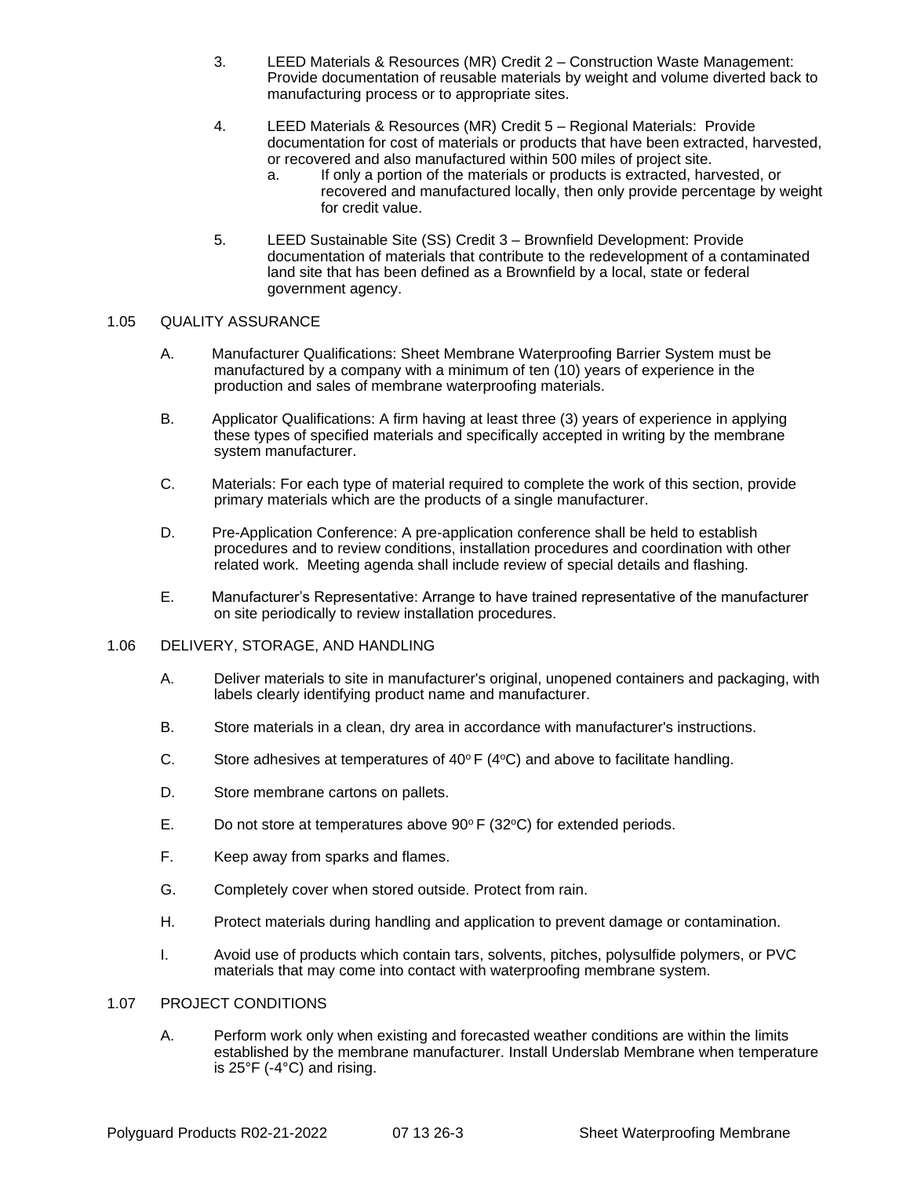3. LEED Materials & Resources (MR) Credit 2 – Construction Waste Management: Provide documentation of reusable materials by weight and volume diverted back to manufacturing process or to appropriate sites.

4. LEED Materials & Resources (MR) Credit 5 – Regional Materials: Provide documentation for cost of materials or products that have been extracted, harvested, or recovered and also manufactured within 500 miles of project site.
   a. If only a portion of the materials or products is extracted, harvested, or recovered and manufactured locally, then only provide percentage by weight for credit value.

5. LEED Sustainable Site (SS) Credit 3 – Brownfield Development: Provide documentation of materials that contribute to the redevelopment of a contaminated land site that has been defined as a Brownfield by a local, state or federal government agency.

## 1.05 QUALITY ASSURANCE

A. Manufacturer Qualifications: Sheet Membrane Waterproofing Barrier System must be manufactured by a company with a minimum of ten (10) years of experience in the production and sales of membrane waterproofing materials.

B. Applicator Qualifications: A firm having at least three (3) years of experience in applying these types of specified materials and specifically accepted in writing by the membrane system manufacturer.

C. Materials: For each type of material required to complete the work of this section, provide primary materials which are the products of a single manufacturer.

D. Pre-Application Conference: A pre-application conference shall be held to establish procedures and to review conditions, installation procedures and coordination with other related work. Meeting agenda shall include review of special details and flashing.

E. Manufacturer's Representative: Arrange to have trained representative of the manufacturer on site periodically to review installation procedures.

## 1.06 DELIVERY, STORAGE, AND HANDLING

A. Deliver materials to site in manufacturer's original, unopened containers and packaging, with labels clearly identifying product name and manufacturer.

B. Store materials in a clean, dry area in accordance with manufacturer's instructions.

C. Store adhesives at temperatures of 40°F (4°C) and above to facilitate handling.

D. Store membrane cartons on pallets.

E. Do not store at temperatures above 90°F (32°C) for extended periods.

F. Keep away from sparks and flames.

G. Completely cover when stored outside. Protect from rain.

H. Protect materials during handling and application to prevent damage or contamination.

I. Avoid use of products which contain tars, solvents, pitches, polysulfide polymers, or PVC materials that may come into contact with waterproofing membrane system.

## 1.07 PROJECT CONDITIONS

A. Perform work only when existing and forecasted weather conditions are within the limits established by the membrane manufacturer. Install Underslab Membrane when temperature is 25°F (-4°C) and rising.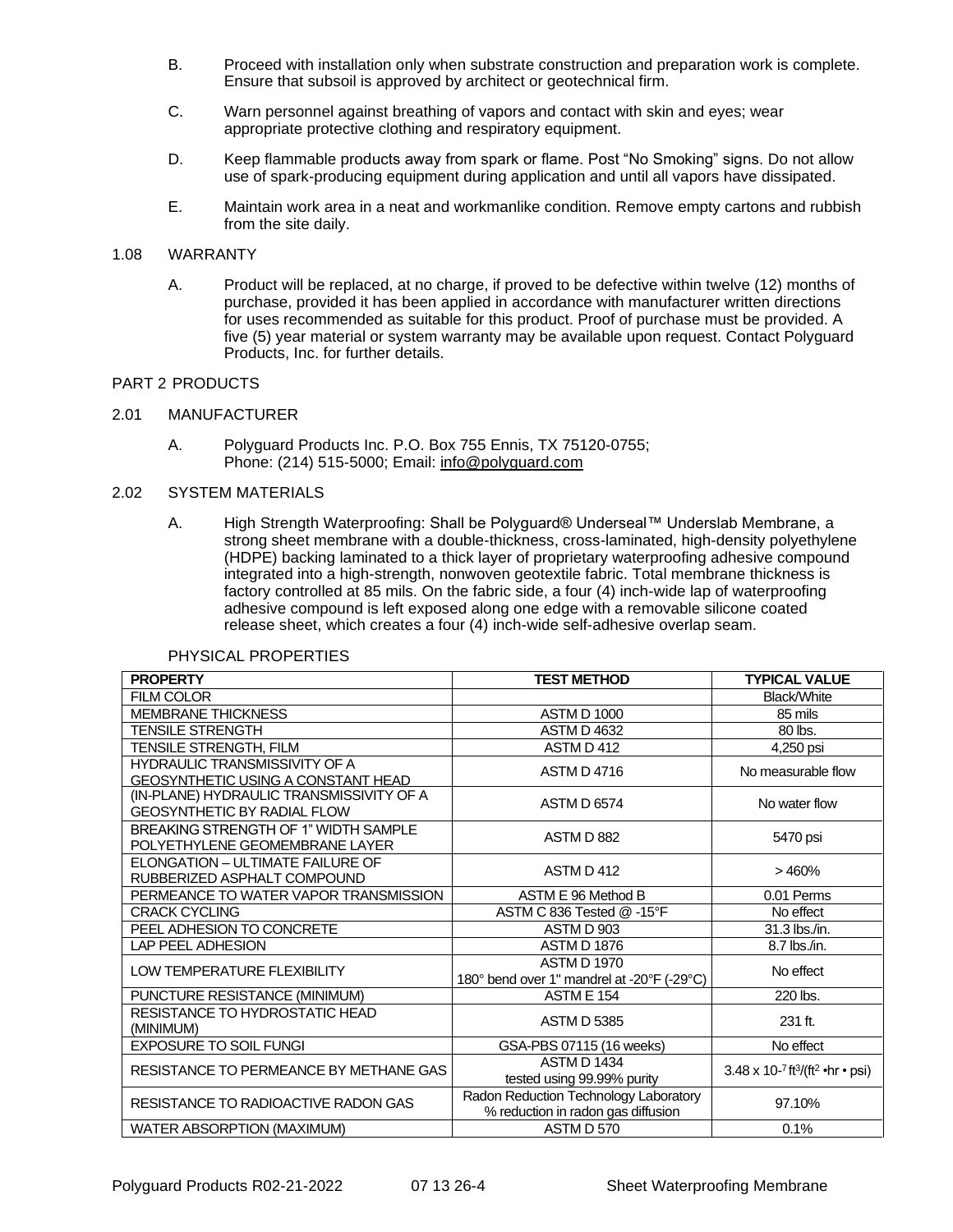B. Proceed with installation only when substrate construction and preparation work is complete. Ensure that subsoil is approved by architect or geotechnical firm.

C. Warn personnel against breathing of vapors and contact with skin and eyes; wear appropriate protective clothing and respiratory equipment.

D. Keep flammable products away from spark or flame. Post "No Smoking" signs. Do not allow use of spark-producing equipment during application and until all vapors have dissipated.

E. Maintain work area in a neat and workmanlike condition. Remove empty cartons and rubbish from the site daily.

1.08 WARRANTY

A. Product will be replaced, at no charge, if proved to be defective within twelve (12) months of purchase, provided it has been applied in accordance with manufacturer written directions for uses recommended as suitable for this product. Proof of purchase must be provided. A five (5) year material or system warranty may be available upon request. Contact Polyguard Products, Inc. for further details.

PART 2 PRODUCTS

2.01 MANUFACTURER

A. Polyguard Products Inc. P.O. Box 755 Ennis, TX 75120-0755; Phone: (214) 515-5000; Email: info@polyguard.com

2.02 SYSTEM MATERIALS

A. High Strength Waterproofing: Shall be Polyguard® Underseal™ Underslab Membrane, a strong sheet membrane with a double-thickness, cross-laminated, high-density polyethylene (HDPE) backing laminated to a thick layer of proprietary waterproofing adhesive compound integrated into a high-strength, nonwoven geotextile fabric. Total membrane thickness is factory controlled at 85 mils. On the fabric side, a four (4) inch-wide lap of waterproofing adhesive compound is left exposed along one edge with a removable silicone coated release sheet, which creates a four (4) inch-wide self-adhesive overlap seam.

PHYSICAL PROPERTIES

| PROPERTY | TEST METHOD | TYPICAL VALUE |
|---|---|---|
| FILM COLOR | | Black/White |
| MEMBRANE THICKNESS | ASTM D 1000 | 85 mils |
| TENSILE STRENGTH | ASTM D 4632 | 80 lbs. |
| TENSILE STRENGTH, FILM | ASTM D 412 | 4,250 psi |
| HYDRAULIC TRANSMISSIVITY OF A GEOSYNTHETIC USING A CONSTANT HEAD | ASTM D 4716 | No measurable flow |
| (IN-PLANE) HYDRAULIC TRANSMISSIVITY OF A GEOSYNTHETIC BY RADIAL FLOW | ASTM D 6574 | No water flow |
| BREAKING STRENGTH OF 1" WIDTH SAMPLE POLYETHYLENE GEOMEMBRANE LAYER | ASTM D 882 | 5470 psi |
| ELONGATION – ULTIMATE FAILURE OF RUBBERIZED ASPHALT COMPOUND | ASTM D 412 | > 460% |
| PERMEANCE TO WATER VAPOR TRANSMISSION | ASTM E 96 Method B | 0.01 Perms |
| CRACK CYCLING | ASTM C 836 Tested @ -15°F | No effect |
| PEEL ADHESION TO CONCRETE | ASTM D 903 | 31.3 lbs./in. |
| LAP PEEL ADHESION | ASTM D 1876 | 8.7 lbs./in. |
| LOW TEMPERATURE FLEXIBILITY | ASTM D 1970 180° bend over 1" mandrel at -20°F (-29°C) | No effect |
| PUNCTURE RESISTANCE (MINIMUM) | ASTM E 154 | 220 lbs. |
| RESISTANCE TO HYDROSTATIC HEAD (MINIMUM) | ASTM D 5385 | 231 ft. |
| EXPOSURE TO SOIL FUNGI | GSA-PBS 07115 (16 weeks) | No effect |
| RESISTANCE TO PERMEANCE BY METHANE GAS | ASTM D 1434 tested using 99.99% purity | $3.48 \times 10^{-7}$ $ft^3/(ft^2 \cdot hr \cdot psi)$ |
| RESISTANCE TO RADIOACTIVE RADON GAS | Radon Reduction Technology Laboratory % reduction in radon gas diffusion | 97.10% |
| WATER ABSORPTION (MAXIMUM) | ASTM D 570 | 0.1% |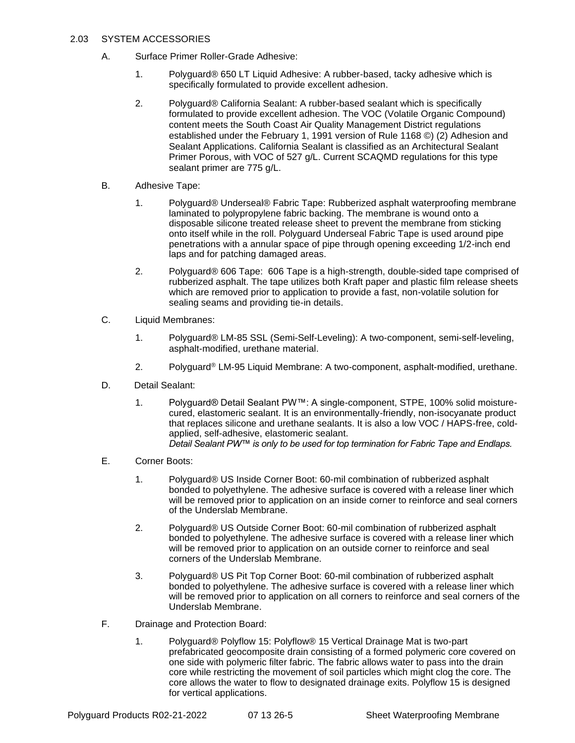2.03 SYSTEM ACCESSORIES

A. Surface Primer Roller-Grade Adhesive:

1. Polyguard® 650 LT Liquid Adhesive: A rubber-based, tacky adhesive which is specifically formulated to provide excellent adhesion.

2. Polyguard® California Sealant: A rubber-based sealant which is specifically formulated to provide excellent adhesion. The VOC (Volatile Organic Compound) content meets the South Coast Air Quality Management District regulations established under the February 1, 1991 version of Rule 1168 ©) (2) Adhesion and Sealant Applications. California Sealant is classified as an Architectural Sealant Primer Porous, with VOC of 527 g/L. Current SCAQMD regulations for this type sealant primer are 775 g/L.

B. Adhesive Tape:

1. Polyguard® Underseal® Fabric Tape: Rubberized asphalt waterproofing membrane laminated to polypropylene fabric backing. The membrane is wound onto a disposable silicone treated release sheet to prevent the membrane from sticking onto itself while in the roll. Polyguard Underseal Fabric Tape is used around pipe penetrations with a annular space of pipe through opening exceeding 1/2-inch end laps and for patching damaged areas.

2. Polyguard® 606 Tape: 606 Tape is a high-strength, double-sided tape comprised of rubberized asphalt. The tape utilizes both Kraft paper and plastic film release sheets which are removed prior to application to provide a fast, non-volatile solution for sealing seams and providing tie-in details.

C. Liquid Membranes:

1. Polyguard® LM-85 SSL (Semi-Self-Leveling): A two-component, semi-self-leveling, asphalt-modified, urethane material.

2. Polyguard® LM-95 Liquid Membrane: A two-component, asphalt-modified, urethane.

D. Detail Sealant:

1. Polyguard® Detail Sealant PW™: A single-component, STPE, 100% solid moisture-cured, elastomeric sealant. It is an environmentally-friendly, non-isocyanate product that replaces silicone and urethane sealants. It is also a low VOC / HAPS-free, cold-applied, self-adhesive, elastomeric sealant.
*Detail Sealant PW™ is only to be used for top termination for Fabric Tape and Endlaps.*

E. Corner Boots:

1. Polyguard® US Inside Corner Boot: 60-mil combination of rubberized asphalt bonded to polyethylene. The adhesive surface is covered with a release liner which will be removed prior to application on an inside corner to reinforce and seal corners of the Underslab Membrane.

2. Polyguard® US Outside Corner Boot: 60-mil combination of rubberized asphalt bonded to polyethylene. The adhesive surface is covered with a release liner which will be removed prior to application on an outside corner to reinforce and seal corners of the Underslab Membrane.

3. Polyguard® US Pit Top Corner Boot: 60-mil combination of rubberized asphalt bonded to polyethylene. The adhesive surface is covered with a release liner which will be removed prior to application on all corners to reinforce and seal corners of the Underslab Membrane.

F. Drainage and Protection Board:

1. Polyguard® Polyflow 15: Polyflow® 15 Vertical Drainage Mat is two-part prefabricated geocomposite drain consisting of a formed polymeric core covered on one side with polymeric filter fabric. The fabric allows water to pass into the drain core while restricting the movement of soil particles which might clog the core. The core allows the water to flow to designated drainage exits. Polyflow 15 is designed for vertical applications.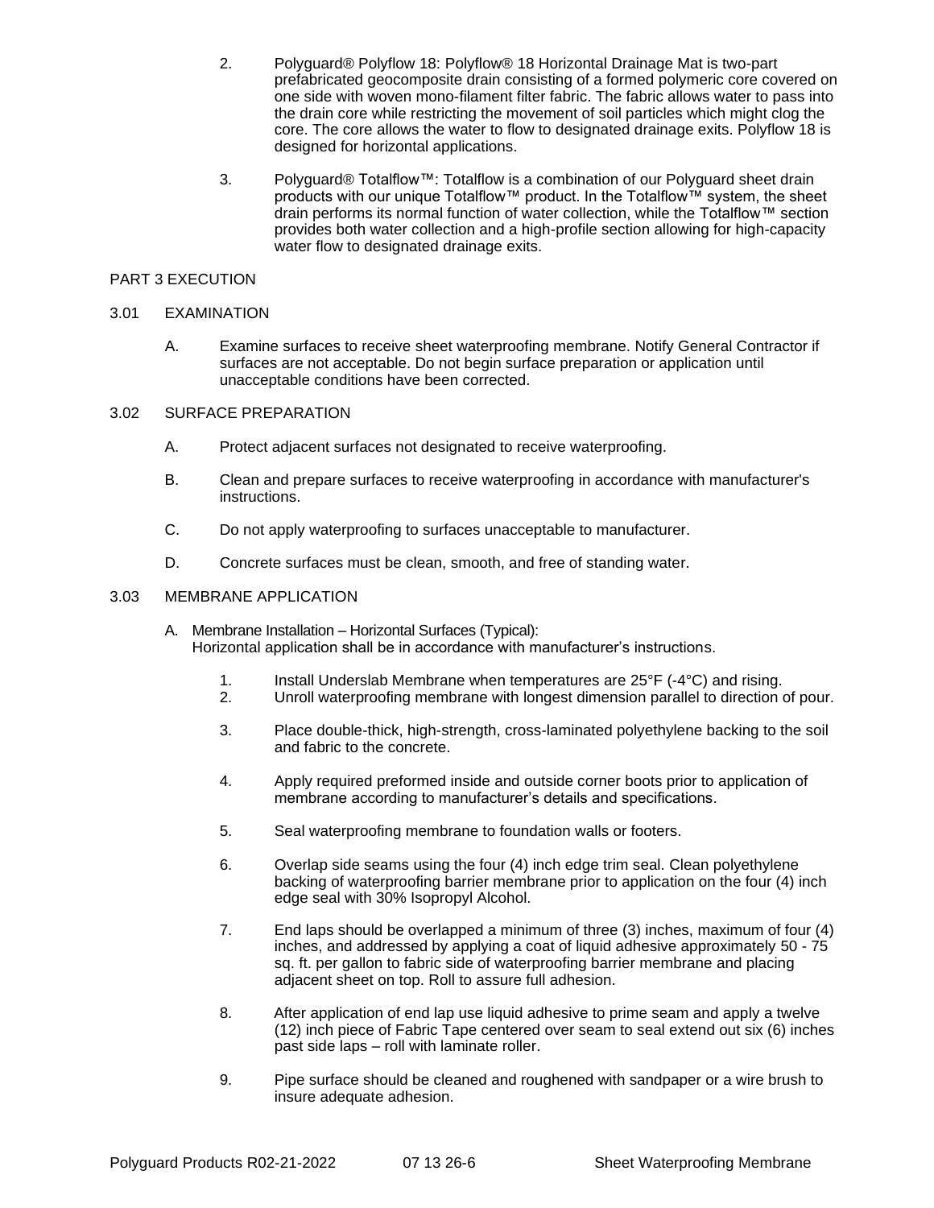2. Polyguard® Polyflow 18: Polyflow® 18 Horizontal Drainage Mat is two-part prefabricated geocomposite drain consisting of a formed polymeric core covered on one side with woven mono-filament filter fabric. The fabric allows water to pass into the drain core while restricting the movement of soil particles which might clog the core. The core allows the water to flow to designated drainage exits. Polyflow 18 is designed for horizontal applications.

3. Polyguard® Totalflow™: Totalflow is a combination of our Polyguard sheet drain products with our unique Totalflow™ product. In the Totalflow™ system, the sheet drain performs its normal function of water collection, while the Totalflow™ section provides both water collection and a high-profile section allowing for high-capacity water flow to designated drainage exits.

## PART 3 EXECUTION

### 3.01 EXAMINATION

A. Examine surfaces to receive sheet waterproofing membrane. Notify General Contractor if surfaces are not acceptable. Do not begin surface preparation or application until unacceptable conditions have been corrected.

### 3.02 SURFACE PREPARATION

A. Protect adjacent surfaces not designated to receive waterproofing.

B. Clean and prepare surfaces to receive waterproofing in accordance with manufacturer's instructions.

C. Do not apply waterproofing to surfaces unacceptable to manufacturer.

D. Concrete surfaces must be clean, smooth, and free of standing water.

### 3.03 MEMBRANE APPLICATION

A. Membrane Installation – Horizontal Surfaces (Typical):
Horizontal application shall be in accordance with manufacturer's instructions.

1. Install Underslab Membrane when temperatures are 25°F (-4°C) and rising.
2. Unroll waterproofing membrane with longest dimension parallel to direction of pour.
3. Place double-thick, high-strength, cross-laminated polyethylene backing to the soil and fabric to the concrete.
4. Apply required preformed inside and outside corner boots prior to application of membrane according to manufacturer's details and specifications.
5. Seal waterproofing membrane to foundation walls or footers.
6. Overlap side seams using the four (4) inch edge trim seal. Clean polyethylene backing of waterproofing barrier membrane prior to application on the four (4) inch edge seal with 30% Isopropyl Alcohol.
7. End laps should be overlapped a minimum of three (3) inches, maximum of four (4) inches, and addressed by applying a coat of liquid adhesive approximately 50 - 75 sq. ft. per gallon to fabric side of waterproofing barrier membrane and placing adjacent sheet on top. Roll to assure full adhesion.
8. After application of end lap use liquid adhesive to prime seam and apply a twelve (12) inch piece of Fabric Tape centered over seam to seal extend out six (6) inches past side laps – roll with laminate roller.
9. Pipe surface should be cleaned and roughened with sandpaper or a wire brush to insure adequate adhesion.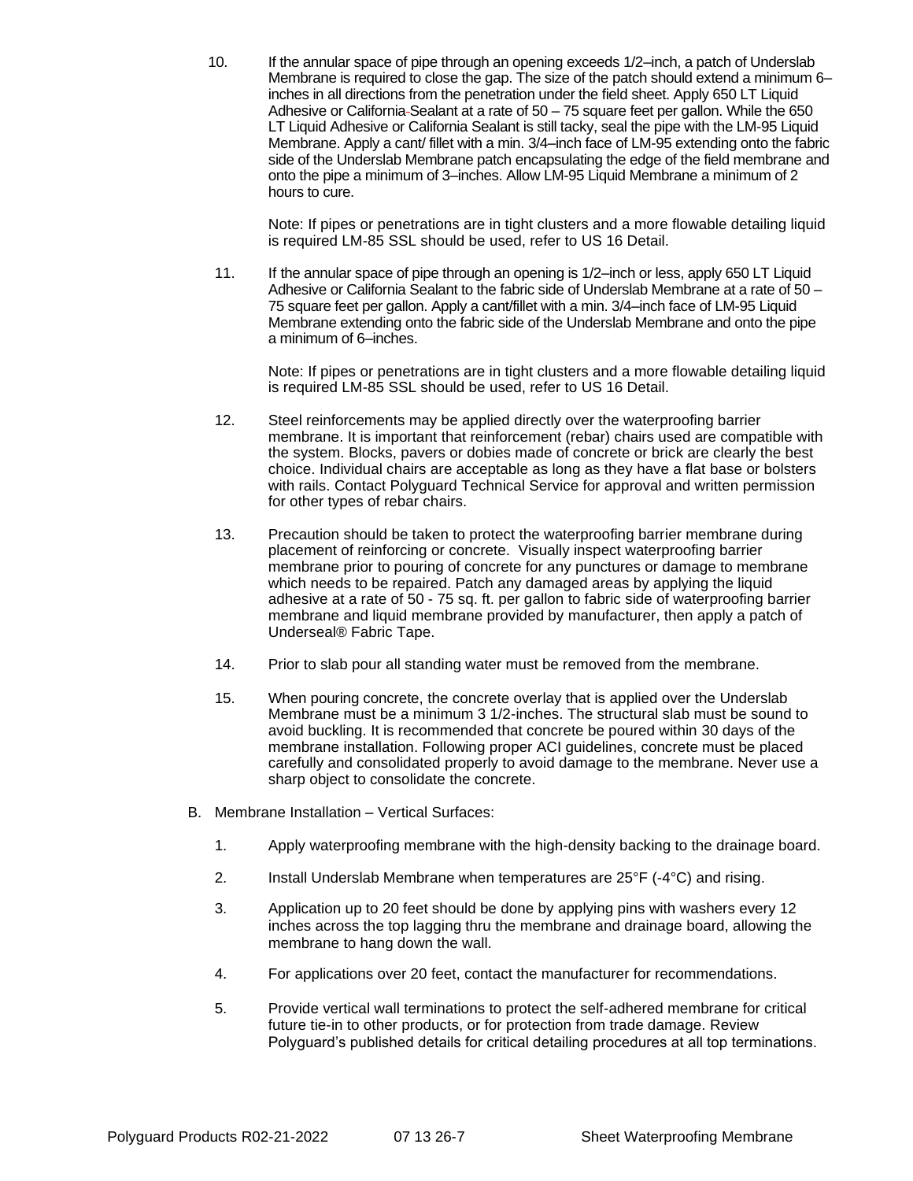10. If the annular space of pipe through an opening exceeds 1/2–inch, a patch of Underslab Membrane is required to close the gap. The size of the patch should extend a minimum 6–inches in all directions from the penetration under the field sheet. Apply 650 LT Liquid Adhesive or California Sealant at a rate of 50 – 75 square feet per gallon. While the 650 LT Liquid Adhesive or California Sealant is still tacky, seal the pipe with the LM-95 Liquid Membrane. Apply a cant/ fillet with a min. 3/4–inch face of LM-95 extending onto the fabric side of the Underslab Membrane patch encapsulating the edge of the field membrane and onto the pipe a minimum of 3–inches. Allow LM-95 Liquid Membrane a minimum of 2 hours to cure.

    Note: If pipes or penetrations are in tight clusters and a more flowable detailing liquid is required LM-85 SSL should be used, refer to US 16 Detail.

11. If the annular space of pipe through an opening is 1/2–inch or less, apply 650 LT Liquid Adhesive or California Sealant to the fabric side of Underslab Membrane at a rate of 50 – 75 square feet per gallon. Apply a cant/fillet with a min. 3/4–inch face of LM-95 Liquid Membrane extending onto the fabric side of the Underslab Membrane and onto the pipe a minimum of 6–inches.

    Note: If pipes or penetrations are in tight clusters and a more flowable detailing liquid is required LM-85 SSL should be used, refer to US 16 Detail.

12. Steel reinforcements may be applied directly over the waterproofing barrier membrane. It is important that reinforcement (rebar) chairs used are compatible with the system. Blocks, pavers or dobies made of concrete or brick are clearly the best choice. Individual chairs are acceptable as long as they have a flat base or bolsters with rails. Contact Polyguard Technical Service for approval and written permission for other types of rebar chairs.

13. Precaution should be taken to protect the waterproofing barrier membrane during placement of reinforcing or concrete. Visually inspect waterproofing barrier membrane prior to pouring of concrete for any punctures or damage to membrane which needs to be repaired. Patch any damaged areas by applying the liquid adhesive at a rate of 50 - 75 sq. ft. per gallon to fabric side of waterproofing barrier membrane and liquid membrane provided by manufacturer, then apply a patch of Underseal® Fabric Tape.

14. Prior to slab pour all standing water must be removed from the membrane.

15. When pouring concrete, the concrete overlay that is applied over the Underslab Membrane must be a minimum 3 1/2-inches. The structural slab must be sound to avoid buckling. It is recommended that concrete be poured within 30 days of the membrane installation. Following proper ACI guidelines, concrete must be placed carefully and consolidated properly to avoid damage to the membrane. Never use a sharp object to consolidate the concrete.

B. Membrane Installation – Vertical Surfaces:

1. Apply waterproofing membrane with the high-density backing to the drainage board.

2. Install Underslab Membrane when temperatures are 25°F (-4°C) and rising.

3. Application up to 20 feet should be done by applying pins with washers every 12 inches across the top lagging thru the membrane and drainage board, allowing the membrane to hang down the wall.

4. For applications over 20 feet, contact the manufacturer for recommendations.

5. Provide vertical wall terminations to protect the self-adhered membrane for critical future tie-in to other products, or for protection from trade damage. Review Polyguard's published details for critical detailing procedures at all top terminations.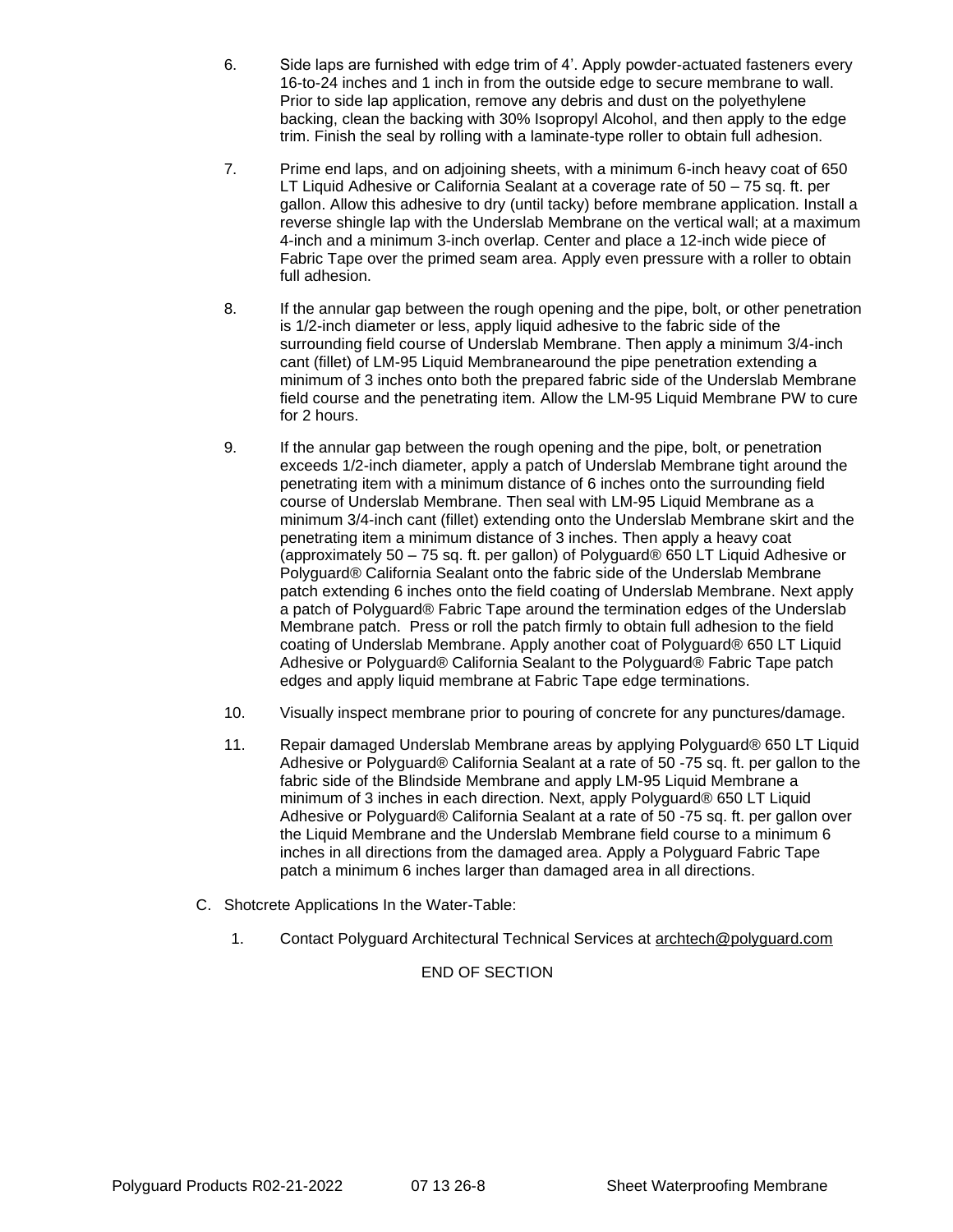6. Side laps are furnished with edge trim of 4'. Apply powder-actuated fasteners every 16-to-24 inches and 1 inch in from the outside edge to secure membrane to wall. Prior to side lap application, remove any debris and dust on the polyethylene backing, clean the backing with 30% Isopropyl Alcohol, and then apply to the edge trim. Finish the seal by rolling with a laminate-type roller to obtain full adhesion.

7. Prime end laps, and on adjoining sheets, with a minimum 6-inch heavy coat of 650 LT Liquid Adhesive or California Sealant at a coverage rate of 50 – 75 sq. ft. per gallon. Allow this adhesive to dry (until tacky) before membrane application. Install a reverse shingle lap with the Underslab Membrane on the vertical wall; at a maximum 4-inch and a minimum 3-inch overlap. Center and place a 12-inch wide piece of Fabric Tape over the primed seam area. Apply even pressure with a roller to obtain full adhesion.

8. If the annular gap between the rough opening and the pipe, bolt, or other penetration is 1/2-inch diameter or less, apply liquid adhesive to the fabric side of the surrounding field course of Underslab Membrane. Then apply a minimum 3/4-inch cant (fillet) of LM-95 Liquid Membranearound the pipe penetration extending a minimum of 3 inches onto both the prepared fabric side of the Underslab Membrane field course and the penetrating item. Allow the LM-95 Liquid Membrane PW to cure for 2 hours.

9. If the annular gap between the rough opening and the pipe, bolt, or penetration exceeds 1/2-inch diameter, apply a patch of Underslab Membrane tight around the penetrating item with a minimum distance of 6 inches onto the surrounding field course of Underslab Membrane. Then seal with LM-95 Liquid Membrane as a minimum 3/4-inch cant (fillet) extending onto the Underslab Membrane skirt and the penetrating item a minimum distance of 3 inches. Then apply a heavy coat (approximately 50 – 75 sq. ft. per gallon) of Polyguard® 650 LT Liquid Adhesive or Polyguard® California Sealant onto the fabric side of the Underslab Membrane patch extending 6 inches onto the field coating of Underslab Membrane. Next apply a patch of Polyguard® Fabric Tape around the termination edges of the Underslab Membrane patch. Press or roll the patch firmly to obtain full adhesion to the field coating of Underslab Membrane. Apply another coat of Polyguard® 650 LT Liquid Adhesive or Polyguard® California Sealant to the Polyguard® Fabric Tape patch edges and apply liquid membrane at Fabric Tape edge terminations.

10. Visually inspect membrane prior to pouring of concrete for any punctures/damage.

11. Repair damaged Underslab Membrane areas by applying Polyguard® 650 LT Liquid Adhesive or Polyguard® California Sealant at a rate of 50 -75 sq. ft. per gallon to the fabric side of the Blindside Membrane and apply LM-95 Liquid Membrane a minimum of 3 inches in each direction. Next, apply Polyguard® 650 LT Liquid Adhesive or Polyguard® California Sealant at a rate of 50 -75 sq. ft. per gallon over the Liquid Membrane and the Underslab Membrane field course to a minimum 6 inches in all directions from the damaged area. Apply a Polyguard Fabric Tape patch a minimum 6 inches larger than damaged area in all directions.

C. Shotcrete Applications In the Water-Table:

1. Contact Polyguard Architectural Technical Services at archtech@polyguard.com

END OF SECTION